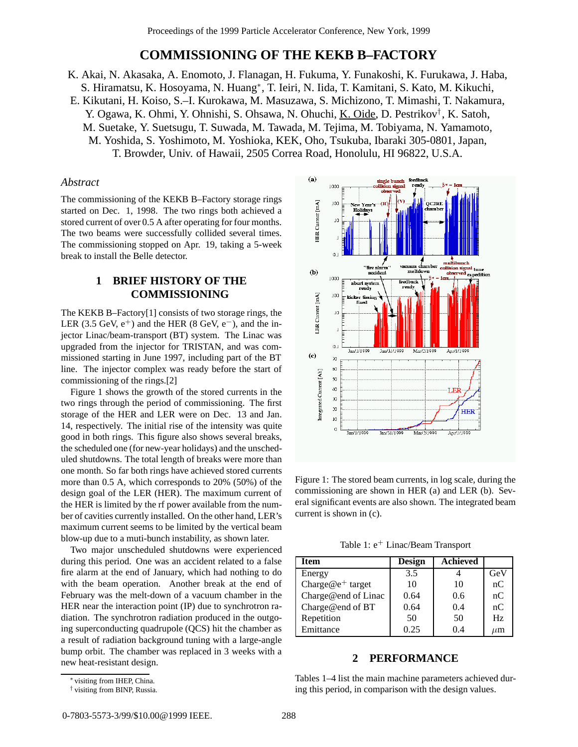# COMMISSIONING OF THE KEKB B–FACTORY

K. Akai, N. Akasaka, A. Enomoto, J. Flanagan, H. Fukuma, Y. Funakoshi, K. Furukawa, J. Haba, S. Hiramatsu, K. Hosoyama, N. Huang*, T. Ieiri, N. Iida, T. Kamitani, S. Kato, M. Kikuchi, E. Kikutani, H. Koiso, S.–I. Kurokawa, M. Masuzawa, S. Michizono, T. Mimashi, T. Nakamura, Y. Ogawa, K. Ohmi, Y. Ohnishi, S. Ohsawa, N. Ohuchi, K. Oide, D. Pestrikov†, K. Satoh, M. Suetake, Y. Suetsugu, T. Suwada, M. Tawada, M. Tejima, M. Tobiyama, N. Yamamoto, M. Yoshida, S. Yoshimoto, M. Yoshioka, KEK, Oho, Tsukuba, Ibaraki 305-0801, Japan, T. Browder, Univ. of Hawaii, 2505 Correa Road, Honolulu, HI 96822, U.S.A.

*Abstract*

The commissioning of the KEKB B–Factory storage rings started on Dec. 1, 1998. The two rings both achieved a stored current of over 0.5 A after operating for four months. The two beams were successfully collided several times. The commissioning stopped on Apr. 19, taking a 5-week break to install the Belle detector.

## 1 BRIEF HISTORY OF THE COMMISSIONING

The KEKB B–Factory[1] consists of two storage rings, the LER (3.5 GeV, $e^+$) and the HER (8 GeV, $e^-$), and the injector Linac/beam-transport (BT) system. The Linac was upgraded from the injector for TRISTAN, and was commissioned starting in June 1997, including part of the BT line. The injector complex was ready before the start of commissioning of the rings.[2]

Figure 1 shows the growth of the stored currents in the two rings through the period of commissioning. The first storage of the HER and LER were on Dec. 13 and Jan. 14, respectively. The initial rise of the intensity was quite good in both rings. This figure also shows several breaks, the scheduled one (for new-year holidays) and the unscheduled shutdowns. The total length of breaks were more than one month. So far both rings have achieved stored currents more than 0.5 A, which corresponds to 20% (50%) of the design goal of the LER (HER). The maximum current of the HER is limited by the rf power available from the number of cavities currently installed. On the other hand, LER's maximum current seems to be limited by the vertical beam blow-up due to a muti-bunch instability, as shown later.

Two major unscheduled shutdowns were experienced during this period. One was an accident related to a false fire alarm at the end of January, which had nothing to do with the beam operation. Another break at the end of February was the melt-down of a vacuum chamber in the HER near the interaction point (IP) due to synchrotron radiation. The synchrotron radiation produced in the outgoing superconducting quadrupole (QCS) hit the chamber as a result of radiation background tuning with a large-angle bump orbit. The chamber was replaced in 3 weeks with a new heat-resistant design.

* visiting from IHEP, China.
† visiting from BINP, Russia.

Figure 1: The stored beam currents, in log scale, during the commissioning are shown in HER (a) and LER (b). Several significant events are also shown. The integrated beam current is shown in (c).

Table 1: $e^+$ Linac/Beam Transport

| Item | Design | Achieved | |
|---|---|---|---|
| Energy | 3.5 | 4 | GeV |
| Charge@$e^+$ target | 10 | 10 | nC |
| Charge@end of Linac | 0.64 | 0.6 | nC |
| Charge@end of BT | 0.64 | 0.4 | nC |
| Repetition | 50 | 50 | Hz |
| Emittance | 0.25 | 0.4 | $\mu$m |

## 2 PERFORMANCE

Tables 1–4 list the main machine parameters achieved during this period, in comparison with the design values.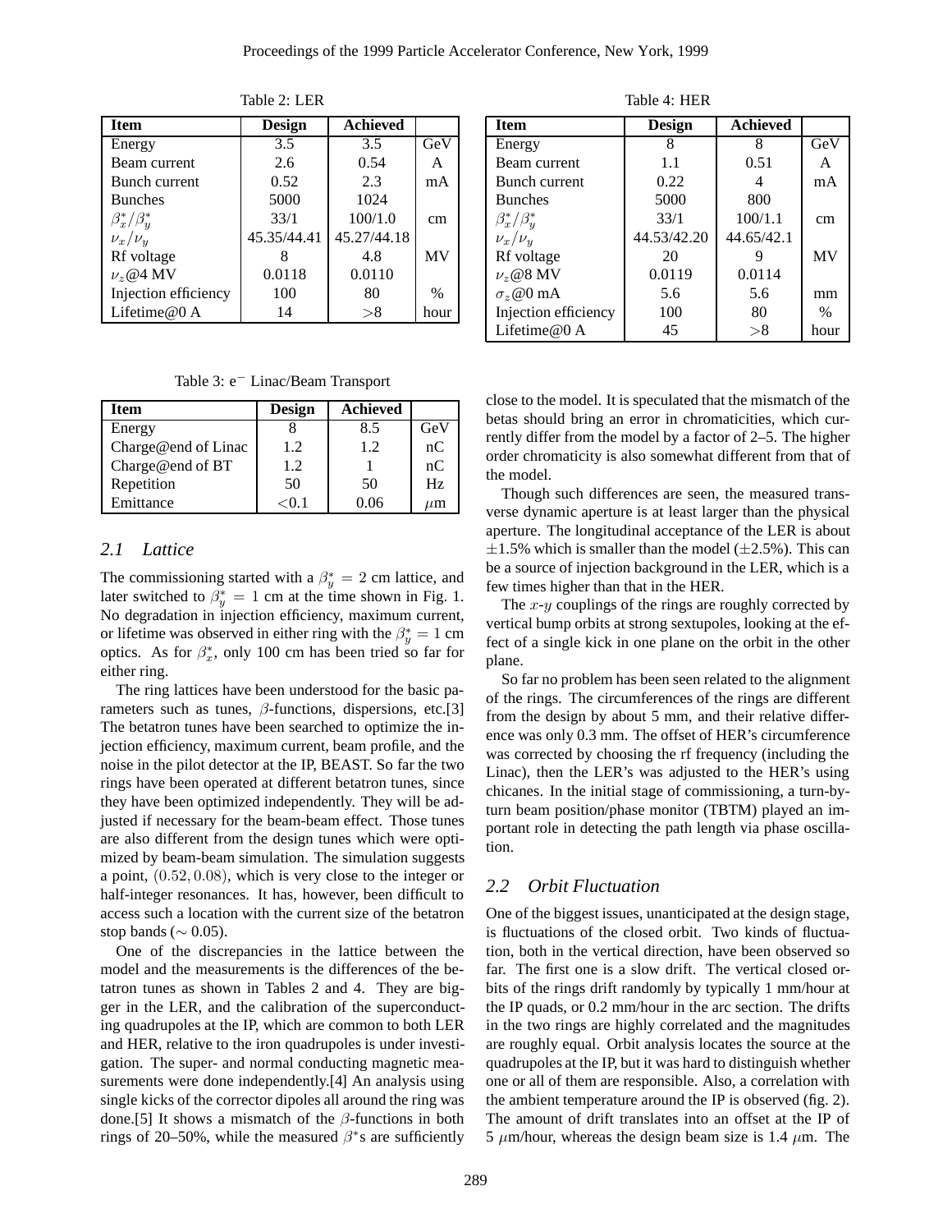Table 2: LER

| Item | Design | Achieved | |
|---|---|---|---|
| Energy | 3.5 | 3.5 | GeV |
| Beam current | 2.6 | 0.54 | A |
| Bunch current | 0.52 | 2.3 | mA |
| Bunches | 5000 | 1024 | |
| $\beta_x^*/\beta_y^*$ | 33/1 | 100/1.0 | cm |
| $\nu_x/\nu_y$ | 45.35/44.41 | 45.27/44.18 | |
| Rf voltage | 8 | 4.8 | MV |
| $\nu_z$@4 MV | 0.0118 | 0.0110 | |
| Injection efficiency | 100 | 80 | % |
| Lifetime@0 A | 14 | >8 | hour |

Table 3: e$^-$ Linac/Beam Transport

| Item | Design | Achieved | |
|---|---|---|---|
| Energy | 8 | 8.5 | GeV |
| Charge@end of Linac | 1.2 | 1.2 | nC |
| Charge@end of BT | 1.2 | 1 | nC |
| Repetition | 50 | 50 | Hz |
| Emittance | <0.1 | 0.06 | $\mu$m |

## 2.1 Lattice

The commissioning started with a $\beta_y^* = 2$ cm lattice, and later switched to $\beta_y^* = 1$ cm at the time shown in Fig. 1. No degradation in injection efficiency, maximum current, or lifetime was observed in either ring with the $\beta_y^* = 1$ cm optics. As for $\beta_x^*$, only 100 cm has been tried so far for either ring.

The ring lattices have been understood for the basic parameters such as tunes, $\beta$-functions, dispersions, etc.[3] The betatron tunes have been searched to optimize the injection efficiency, maximum current, beam profile, and the noise in the pilot detector at the IP, BEAST. So far the two rings have been operated at different betatron tunes, since they have been optimized independently. They will be adjusted if necessary for the beam-beam effect. Those tunes are also different from the design tunes which were optimized by beam-beam simulation. The simulation suggests a point, $(0.52, 0.08)$, which is very close to the integer or half-integer resonances. It has, however, been difficult to access such a location with the current size of the betatron stop bands ($\sim$ 0.05).

One of the discrepancies in the lattice between the model and the measurements is the differences of the betatron tunes as shown in Tables 2 and 4. They are bigger in the LER, and the calibration of the superconducting quadrupoles at the IP, which are common to both LER and HER, relative to the iron quadrupoles is under investigation. The super- and normal conducting magnetic measurements were done independently.[4] An analysis using single kicks of the corrector dipoles all around the ring was done.[5] It shows a mismatch of the $\beta$-functions in both rings of 20–50%, while the measured $\beta^*$s are sufficiently close to the model. It is speculated that the mismatch of the betas should bring an error in chromaticities, which currently differ from the model by a factor of 2–5. The higher order chromaticity is also somewhat different from that of the model.

Table 4: HER

| Item | Design | Achieved | |
|---|---|---|---|
| Energy | 8 | 8 | GeV |
| Beam current | 1.1 | 0.51 | A |
| Bunch current | 0.22 | 4 | mA |
| Bunches | 5000 | 800 | |
| $\beta_x^*/\beta_y^*$ | 33/1 | 100/1.1 | cm |
| $\nu_x/\nu_y$ | 44.53/42.20 | 44.65/42.1 | |
| Rf voltage | 20 | 9 | MV |
| $\nu_z$@8 MV | 0.0119 | 0.0114 | |
| $\sigma_z$@0 mA | 5.6 | 5.6 | mm |
| Injection efficiency | 100 | 80 | % |
| Lifetime@0 A | 45 | >8 | hour |

Though such differences are seen, the measured transverse dynamic aperture is at least larger than the physical aperture. The longitudinal acceptance of the LER is about $\pm$1.5% which is smaller than the model ($\pm$2.5%). This can be a source of injection background in the LER, which is a few times higher than that in the HER.

The $x$-$y$ couplings of the rings are roughly corrected by vertical bump orbits at strong sextupoles, looking at the effect of a single kick in one plane on the orbit in the other plane.

So far no problem has been seen related to the alignment of the rings. The circumferences of the rings are different from the design by about 5 mm, and their relative difference was only 0.3 mm. The offset of HER's circumference was corrected by choosing the rf frequency (including the Linac), then the LER's was adjusted to the HER's using chicanes. In the initial stage of commissioning, a turn-by-turn beam position/phase monitor (TBTM) played an important role in detecting the path length via phase oscillation.

## 2.2 Orbit Fluctuation

One of the biggest issues, unanticipated at the design stage, is fluctuations of the closed orbit. Two kinds of fluctuation, both in the vertical direction, have been observed so far. The first one is a slow drift. The vertical closed orbits of the rings drift randomly by typically 1 mm/hour at the IP quads, or 0.2 mm/hour in the arc section. The drifts in the two rings are highly correlated and the magnitudes are roughly equal. Orbit analysis locates the source at the quadrupoles at the IP, but it was hard to distinguish whether one or all of them are responsible. Also, a correlation with the ambient temperature around the IP is observed (fig. 2). The amount of drift translates into an offset at the IP of 5 $\mu$m/hour, whereas the design beam size is 1.4 $\mu$m. The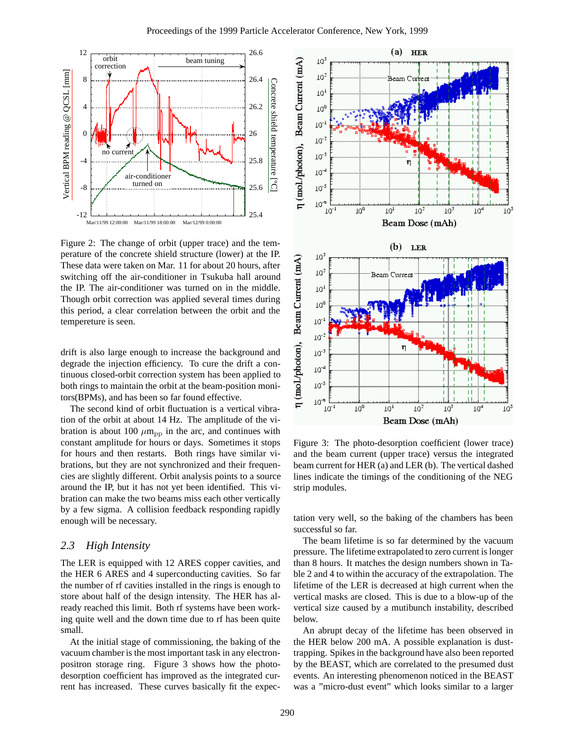Figure 2: The change of orbit (upper trace) and the temperature of the concrete shield structure (lower) at the IP. These data were taken on Mar. 11 for about 20 hours, after switching off the air-conditioner in Tsukuba hall around the IP. The air-conditioner was turned on in the middle. Though orbit correction was applied several times during this period, a clear correlation between the orbit and the temperature is seen.

drift is also large enough to increase the background and degrade the injection efficiency. To cure the drift a continuous closed-orbit correction system has been applied to both rings to maintain the orbit at the beam-position monitors(BPMs), and has been so far found effective.

The second kind of orbit fluctuation is a vertical vibration of the orbit at about 14 Hz. The amplitude of the vibration is about 100 $\mu m_{pp}$ in the arc, and continues with constant amplitude for hours or days. Sometimes it stops for hours and then restarts. Both rings have similar vibrations, but they are not synchronized and their frequencies are slightly different. Orbit analysis points to a source around the IP, but it has not yet been identified. This vibration can make the two beams miss each other vertically by a few sigma. A collision feedback responding rapidly enough will be necessary.

### *2.3 High Intensity*

The LER is equipped with 12 ARES copper cavities, and the HER 6 ARES and 4 superconducting cavities. So far the number of rf cavities installed in the rings is enough to store about half of the design intensity. The HER has already reached this limit. Both rf systems have been working quite well and the down time due to rf has been quite small.

At the initial stage of commissioning, the baking of the vacuum chamber is the most important task in any electron-positron storage ring. Figure 3 shows how the photo-desorption coefficient has improved as the integrated current has increased. These curves basically fit the expectation very well, so the baking of the chambers has been successful so far.

Figure 3: The photo-desorption coefficient (lower trace) and the beam current (upper trace) versus the integrated beam current for HER (a) and LER (b). The vertical dashed lines indicate the timings of the conditioning of the NEG strip modules.

The beam lifetime is so far determined by the vacuum pressure. The lifetime extrapolated to zero current is longer than 8 hours. It matches the design numbers shown in Table 2 and 4 to within the accuracy of the extrapolation. The lifetime of the LER is decreased at high current when the vertical masks are closed. This is due to a blow-up of the vertical size caused by a mutibunch instability, described below.

An abrupt decay of the lifetime has been observed in the HER below 200 mA. A possible explanation is dust-trapping. Spikes in the background have also been reported by the BEAST, which are correlated to the presumed dust events. An interesting phenomenon noticed in the BEAST was a "micro-dust event" which looks similar to a larger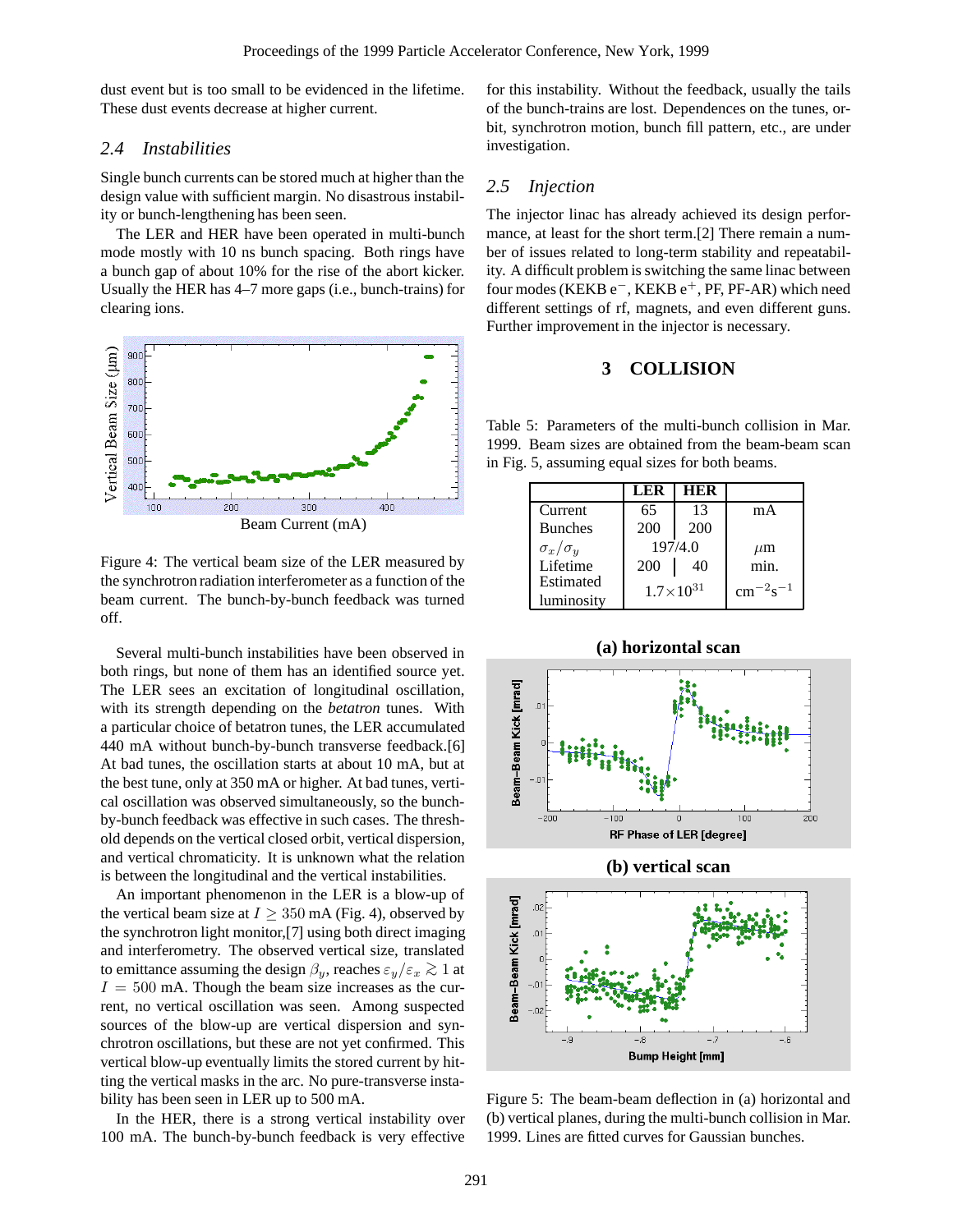dust event but is too small to be evidenced in the lifetime. These dust events decrease at higher current.

### 2.4 Instabilities

Single bunch currents can be stored much at higher than the design value with sufficient margin. No disastrous instability or bunch-lengthening has been seen.

The LER and HER have been operated in multi-bunch mode mostly with 10 ns bunch spacing. Both rings have a bunch gap of about 10% for the rise of the abort kicker. Usually the HER has 4–7 more gaps (i.e., bunch-trains) for clearing ions.

Figure 4: The vertical beam size of the LER measured by the synchrotron radiation interferometer as a function of the beam current. The bunch-by-bunch feedback was turned off.

Several multi-bunch instabilities have been observed in both rings, but none of them has an identified source yet. The LER sees an excitation of longitudinal oscillation, with its strength depending on the *betatron* tunes. With a particular choice of betatron tunes, the LER accumulated 440 mA without bunch-by-bunch transverse feedback.[6] At bad tunes, the oscillation starts at about 10 mA, but at the best tune, only at 350 mA or higher. At bad tunes, vertical oscillation was observed simultaneously, so the bunch-by-bunch feedback was effective in such cases. The threshold depends on the vertical closed orbit, vertical dispersion, and vertical chromaticity. It is unknown what the relation is between the longitudinal and the vertical instabilities.

An important phenomenon in the LER is a blow-up of the vertical beam size at $I \geq 350$ mA (Fig. 4), observed by the synchrotron light monitor,[7] using both direct imaging and interferometry. The observed vertical size, translated to emittance assuming the design $\beta_y$, reaches $\varepsilon_y/\varepsilon_x \gtrsim 1$ at $I = 500$ mA. Though the beam size increases as the current, no vertical oscillation was seen. Among suspected sources of the blow-up are vertical dispersion and synchrotron oscillations, but these are not yet confirmed. This vertical blow-up eventually limits the stored current by hitting the vertical masks in the arc. No pure-transverse instability has been seen in LER up to 500 mA.

In the HER, there is a strong vertical instability over 100 mA. The bunch-by-bunch feedback is very effective for this instability. Without the feedback, usually the tails of the bunch-trains are lost. Dependences on the tunes, orbit, synchrotron motion, bunch fill pattern, etc., are under investigation.

### 2.5 Injection

The injector linac has already achieved its design performance, at least for the short term.[2] There remain a number of issues related to long-term stability and repeatability. A difficult problem is switching the same linac between four modes (KEKB e$^-$, KEKB e$^+$, PF, PF-AR) which need different settings of rf, magnets, and even different guns. Further improvement in the injector is necessary.

## 3 COLLISION

Table 5: Parameters of the multi-bunch collision in Mar. 1999. Beam sizes are obtained from the beam-beam scan in Fig. 5, assuming equal sizes for both beams.

| | LER | HER | |
|---|---|---|---|
| Current | 65 | 13 | mA |
| Bunches | 200 | 200 | |
| $\sigma_x/\sigma_y$ | 197/4.0 | | $\mu$m |
| Lifetime | 200 | 40 | min. |
| Estimated luminosity | $1.7\times10^{31}$ | | cm$^{-2}$s$^{-1}$ |

**(a) horizontal scan**

**(b) vertical scan**

Figure 5: The beam-beam deflection in (a) horizontal and (b) vertical planes, during the multi-bunch collision in Mar. 1999. Lines are fitted curves for Gaussian bunches.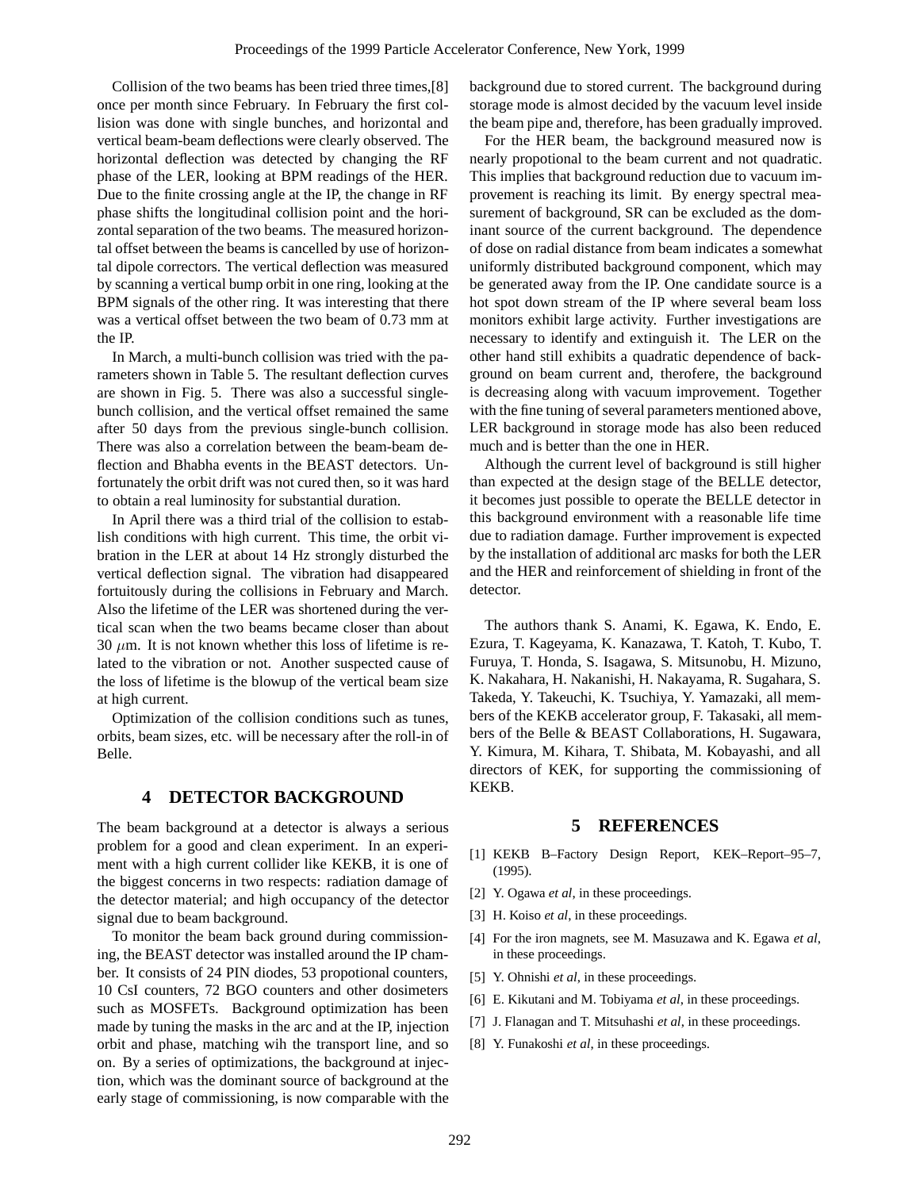Collision of the two beams has been tried three times,[8] once per month since February. In February the first collision was done with single bunches, and horizontal and vertical beam-beam deflections were clearly observed. The horizontal deflection was detected by changing the RF phase of the LER, looking at BPM readings of the HER. Due to the finite crossing angle at the IP, the change in RF phase shifts the longitudinal collision point and the horizontal separation of the two beams. The measured horizontal offset between the beams is cancelled by use of horizontal dipole correctors. The vertical deflection was measured by scanning a vertical bump orbit in one ring, looking at the BPM signals of the other ring. It was interesting that there was a vertical offset between the two beam of 0.73 mm at the IP.

In March, a multi-bunch collision was tried with the parameters shown in Table 5. The resultant deflection curves are shown in Fig. 5. There was also a successful single-bunch collision, and the vertical offset remained the same after 50 days from the previous single-bunch collision. There was also a correlation between the beam-beam deflection and Bhabha events in the BEAST detectors. Unfortunately the orbit drift was not cured then, so it was hard to obtain a real luminosity for substantial duration.

In April there was a third trial of the collision to establish conditions with high current. This time, the orbit vibration in the LER at about 14 Hz strongly disturbed the vertical deflection signal. The vibration had disappeared fortuitously during the collisions in February and March. Also the lifetime of the LER was shortened during the vertical scan when the two beams became closer than about 30 $\mu$m. It is not known whether this loss of lifetime is related to the vibration or not. Another suspected cause of the loss of lifetime is the blowup of the vertical beam size at high current.

Optimization of the collision conditions such as tunes, orbits, beam sizes, etc. will be necessary after the roll-in of Belle.

## 4 DETECTOR BACKGROUND

The beam background at a detector is always a serious problem for a good and clean experiment. In an experiment with a high current collider like KEKB, it is one of the biggest concerns in two respects: radiation damage of the detector material; and high occupancy of the detector signal due to beam background.

To monitor the beam back ground during commissioning, the BEAST detector was installed around the IP chamber. It consists of 24 PIN diodes, 53 propotional counters, 10 CsI counters, 72 BGO counters and other dosimeters such as MOSFETs. Background optimization has been made by tuning the masks in the arc and at the IP, injection orbit and phase, matching wih the transport line, and so on. By a series of optimizations, the background at injection, which was the dominant source of background at the early stage of commissioning, is now comparable with the background due to stored current. The background during storage mode is almost decided by the vacuum level inside the beam pipe and, therefore, has been gradually improved.

For the HER beam, the background measured now is nearly propotional to the beam current and not quadratic. This implies that background reduction due to vacuum improvement is reaching its limit. By energy spectral measurement of background, SR can be excluded as the dominant source of the current background. The dependence of dose on radial distance from beam indicates a somewhat uniformly distributed background component, which may be generated away from the IP. One candidate source is a hot spot down stream of the IP where several beam loss monitors exhibit large activity. Further investigations are necessary to identify and extinguish it. The LER on the other hand still exhibits a quadratic dependence of background on beam current and, therofere, the background is decreasing along with vacuum improvement. Together with the fine tuning of several parameters mentioned above, LER background in storage mode has also been reduced much and is better than the one in HER.

Although the current level of background is still higher than expected at the design stage of the BELLE detector, it becomes just possible to operate the BELLE detector in this background environment with a reasonable life time due to radiation damage. Further improvement is expected by the installation of additional arc masks for both the LER and the HER and reinforcement of shielding in front of the detector.

The authors thank S. Anami, K. Egawa, K. Endo, E. Ezura, T. Kageyama, K. Kanazawa, T. Katoh, T. Kubo, T. Furuya, T. Honda, S. Isagawa, S. Mitsunobu, H. Mizuno, K. Nakahara, H. Nakanishi, H. Nakayama, R. Sugahara, S. Takeda, Y. Takeuchi, K. Tsuchiya, Y. Yamazaki, all members of the KEKB accelerator group, F. Takasaki, all members of the Belle & BEAST Collaborations, H. Sugawara, Y. Kimura, M. Kihara, T. Shibata, M. Kobayashi, and all directors of KEK, for supporting the commissioning of KEKB.

## 5 REFERENCES

[1] KEKB B–Factory Design Report, KEK–Report–95–7, (1995).

[2] Y. Ogawa *et al*, in these proceedings.

[3] H. Koiso *et al*, in these proceedings.

[4] For the iron magnets, see M. Masuzawa and K. Egawa *et al*, in these proceedings.

[5] Y. Ohnishi *et al*, in these proceedings.

[6] E. Kikutani and M. Tobiyama *et al*, in these proceedings.

[7] J. Flanagan and T. Mitsuhashi *et al*, in these proceedings.

[8] Y. Funakoshi *et al*, in these proceedings.